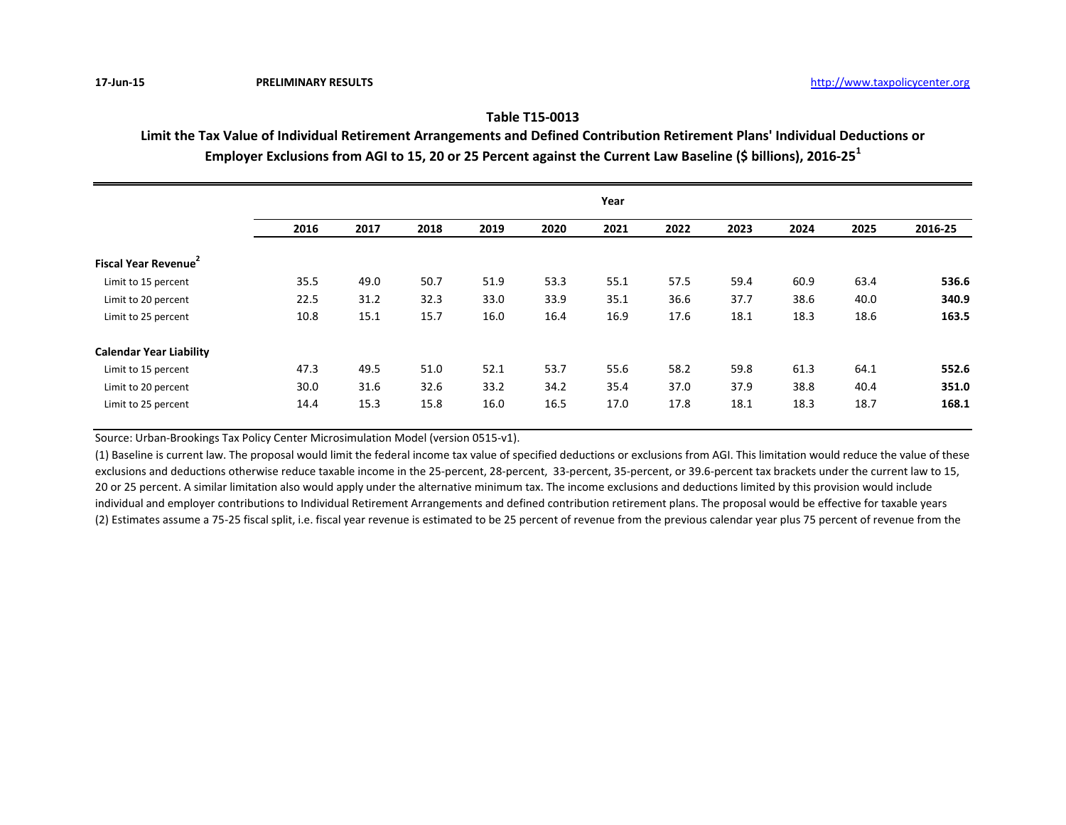17-Jun-15 **PRELIMINARY RESULTS** http://www.taxpolicycenter.org

## Table T15-0013

### Limit the Tax Value of Individual Retirement Arrangements and Defined Contribution Retirement Plans' Individual Deductions or Employer Exclusions from AGI to 15, 20 or 25 Percent against the Current Law Baseline ($ billions), 2016-25[1]

| | Year | | | | | | | | | | |
|---|---|---|---|---|---|---|---|---|---|---|---|
| | 2016 | 2017 | 2018 | 2019 | 2020 | 2021 | 2022 | 2023 | 2024 | 2025 | 2016-25 |
| **Fiscal Year Revenue[2]** | | | | | | | | | | | |
| Limit to 15 percent | 35.5 | 49.0 | 50.7 | 51.9 | 53.3 | 55.1 | 57.5 | 59.4 | 60.9 | 63.4 | **536.6** |
| Limit to 20 percent | 22.5 | 31.2 | 32.3 | 33.0 | 33.9 | 35.1 | 36.6 | 37.7 | 38.6 | 40.0 | **340.9** |
| Limit to 25 percent | 10.8 | 15.1 | 15.7 | 16.0 | 16.4 | 16.9 | 17.6 | 18.1 | 18.3 | 18.6 | **163.5** |
| **Calendar Year Liability** | | | | | | | | | | | |
| Limit to 15 percent | 47.3 | 49.5 | 51.0 | 52.1 | 53.7 | 55.6 | 58.2 | 59.8 | 61.3 | 64.1 | **552.6** |
| Limit to 20 percent | 30.0 | 31.6 | 32.6 | 33.2 | 34.2 | 35.4 | 37.0 | 37.9 | 38.8 | 40.4 | **351.0** |
| Limit to 25 percent | 14.4 | 15.3 | 15.8 | 16.0 | 16.5 | 17.0 | 17.8 | 18.1 | 18.3 | 18.7 | **168.1** |

Source: Urban-Brookings Tax Policy Center Microsimulation Model (version 0515-v1).

(1) Baseline is current law. The proposal would limit the federal income tax value of specified deductions or exclusions from AGI. This limitation would reduce the value of these exclusions and deductions otherwise reduce taxable income in the 25-percent, 28-percent, 33-percent, 35-percent, or 39.6-percent tax brackets under the current law to 15, 20 or 25 percent. A similar limitation also would apply under the alternative minimum tax. The income exclusions and deductions limited by this provision would include individual and employer contributions to Individual Retirement Arrangements and defined contribution retirement plans. The proposal would be effective for taxable years

(2) Estimates assume a 75-25 fiscal split, i.e. fiscal year revenue is estimated to be 25 percent of revenue from the previous calendar year plus 75 percent of revenue from the